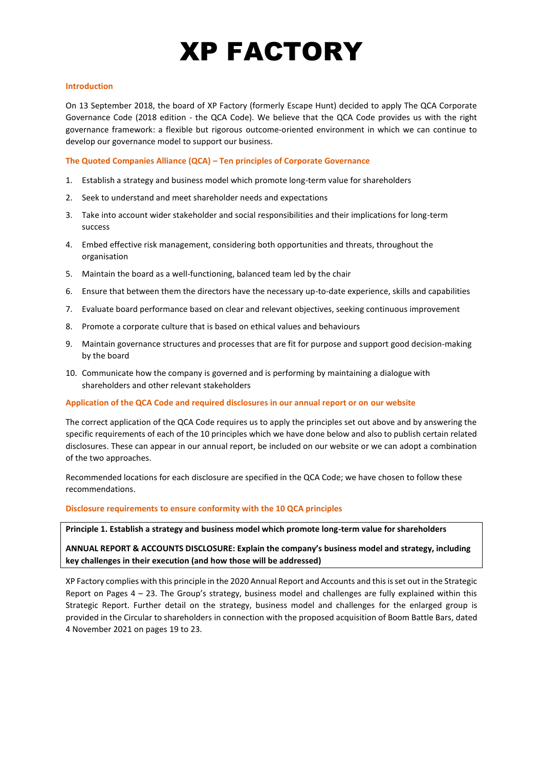# XP FACTORY

## Introduction

On 13 September 2018, the board of XP Factory (formerly Escape Hunt) decided to apply The QCA Corporate Governance Code (2018 edition - the QCA Code). We believe that the QCA Code provides us with the right governance framework: a flexible but rigorous outcome-oriented environment in which we can continue to develop our governance model to support our business.

## The Quoted Companies Alliance (QCA) – Ten principles of Corporate Governance

1. Establish a strategy and business model which promote long-term value for shareholders
2. Seek to understand and meet shareholder needs and expectations
3. Take into account wider stakeholder and social responsibilities and their implications for long-term success
4. Embed effective risk management, considering both opportunities and threats, throughout the organisation
5. Maintain the board as a well-functioning, balanced team led by the chair
6. Ensure that between them the directors have the necessary up-to-date experience, skills and capabilities
7. Evaluate board performance based on clear and relevant objectives, seeking continuous improvement
8. Promote a corporate culture that is based on ethical values and behaviours
9. Maintain governance structures and processes that are fit for purpose and support good decision-making by the board
10. Communicate how the company is governed and is performing by maintaining a dialogue with shareholders and other relevant stakeholders

## Application of the QCA Code and required disclosures in our annual report or on our website

The correct application of the QCA Code requires us to apply the principles set out above and by answering the specific requirements of each of the 10 principles which we have done below and also to publish certain related disclosures. These can appear in our annual report, be included on our website or we can adopt a combination of the two approaches.

Recommended locations for each disclosure are specified in the QCA Code; we have chosen to follow these recommendations.

## Disclosure requirements to ensure conformity with the 10 QCA principles

**Principle 1. Establish a strategy and business model which promote long-term value for shareholders**

**ANNUAL REPORT & ACCOUNTS DISCLOSURE: Explain the company's business model and strategy, including key challenges in their execution (and how those will be addressed)**

XP Factory complies with this principle in the 2020 Annual Report and Accounts and this is set out in the Strategic Report on Pages 4 – 23. The Group's strategy, business model and challenges are fully explained within this Strategic Report. Further detail on the strategy, business model and challenges for the enlarged group is provided in the Circular to shareholders in connection with the proposed acquisition of Boom Battle Bars, dated 4 November 2021 on pages 19 to 23.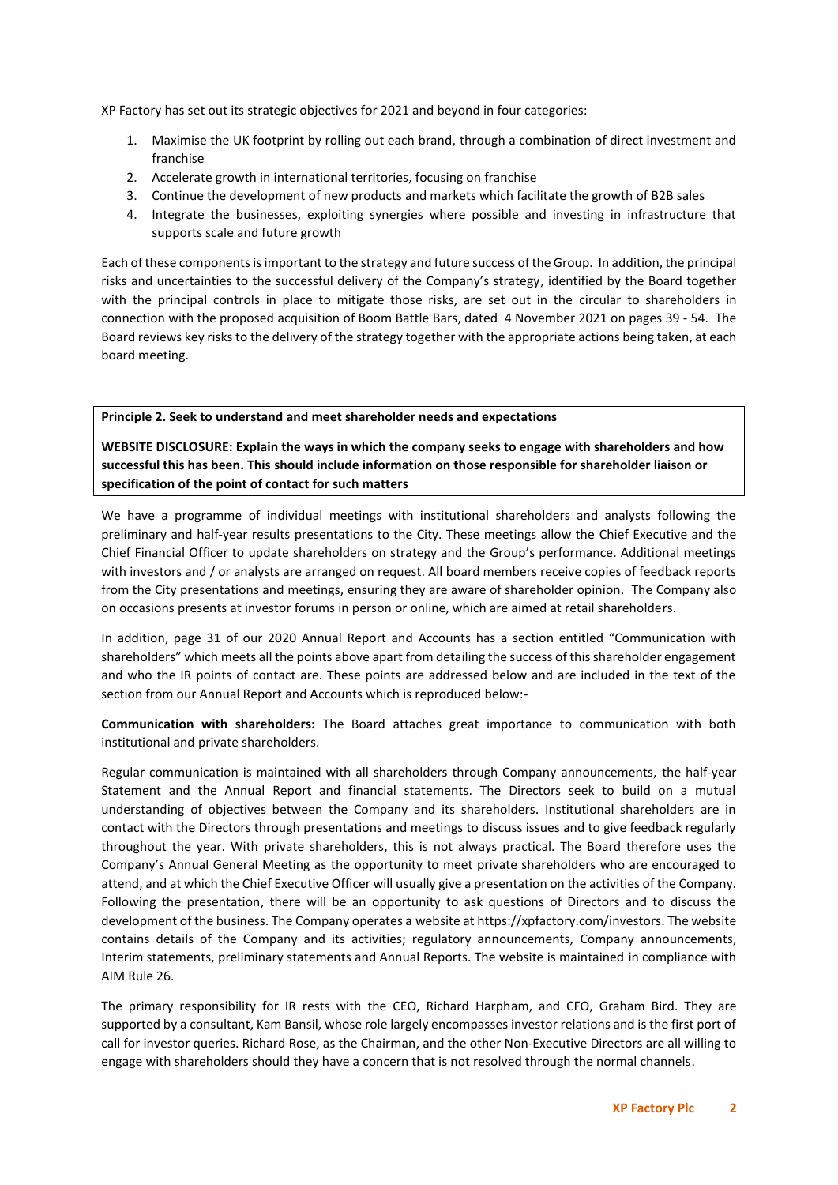XP Factory has set out its strategic objectives for 2021 and beyond in four categories:

1. Maximise the UK footprint by rolling out each brand, through a combination of direct investment and franchise
2. Accelerate growth in international territories, focusing on franchise
3. Continue the development of new products and markets which facilitate the growth of B2B sales
4. Integrate the businesses, exploiting synergies where possible and investing in infrastructure that supports scale and future growth

Each of these components is important to the strategy and future success of the Group. In addition, the principal risks and uncertainties to the successful delivery of the Company's strategy, identified by the Board together with the principal controls in place to mitigate those risks, are set out in the circular to shareholders in connection with the proposed acquisition of Boom Battle Bars, dated 4 November 2021 on pages 39 - 54. The Board reviews key risks to the delivery of the strategy together with the appropriate actions being taken, at each board meeting.

**Principle 2. Seek to understand and meet shareholder needs and expectations**

**WEBSITE DISCLOSURE: Explain the ways in which the company seeks to engage with shareholders and how successful this has been. This should include information on those responsible for shareholder liaison or specification of the point of contact for such matters**

We have a programme of individual meetings with institutional shareholders and analysts following the preliminary and half-year results presentations to the City. These meetings allow the Chief Executive and the Chief Financial Officer to update shareholders on strategy and the Group's performance. Additional meetings with investors and / or analysts are arranged on request. All board members receive copies of feedback reports from the City presentations and meetings, ensuring they are aware of shareholder opinion. The Company also on occasions presents at investor forums in person or online, which are aimed at retail shareholders.

In addition, page 31 of our 2020 Annual Report and Accounts has a section entitled "Communication with shareholders" which meets all the points above apart from detailing the success of this shareholder engagement and who the IR points of contact are. These points are addressed below and are included in the text of the section from our Annual Report and Accounts which is reproduced below:-

**Communication with shareholders:** The Board attaches great importance to communication with both institutional and private shareholders.

Regular communication is maintained with all shareholders through Company announcements, the half-year Statement and the Annual Report and financial statements. The Directors seek to build on a mutual understanding of objectives between the Company and its shareholders. Institutional shareholders are in contact with the Directors through presentations and meetings to discuss issues and to give feedback regularly throughout the year. With private shareholders, this is not always practical. The Board therefore uses the Company's Annual General Meeting as the opportunity to meet private shareholders who are encouraged to attend, and at which the Chief Executive Officer will usually give a presentation on the activities of the Company. Following the presentation, there will be an opportunity to ask questions of Directors and to discuss the development of the business. The Company operates a website at https://xpfactory.com/investors. The website contains details of the Company and its activities; regulatory announcements, Company announcements, Interim statements, preliminary statements and Annual Reports. The website is maintained in compliance with AIM Rule 26.

The primary responsibility for IR rests with the CEO, Richard Harpham, and CFO, Graham Bird. They are supported by a consultant, Kam Bansil, whose role largely encompasses investor relations and is the first port of call for investor queries. Richard Rose, as the Chairman, and the other Non-Executive Directors are all willing to engage with shareholders should they have a concern that is not resolved through the normal channels.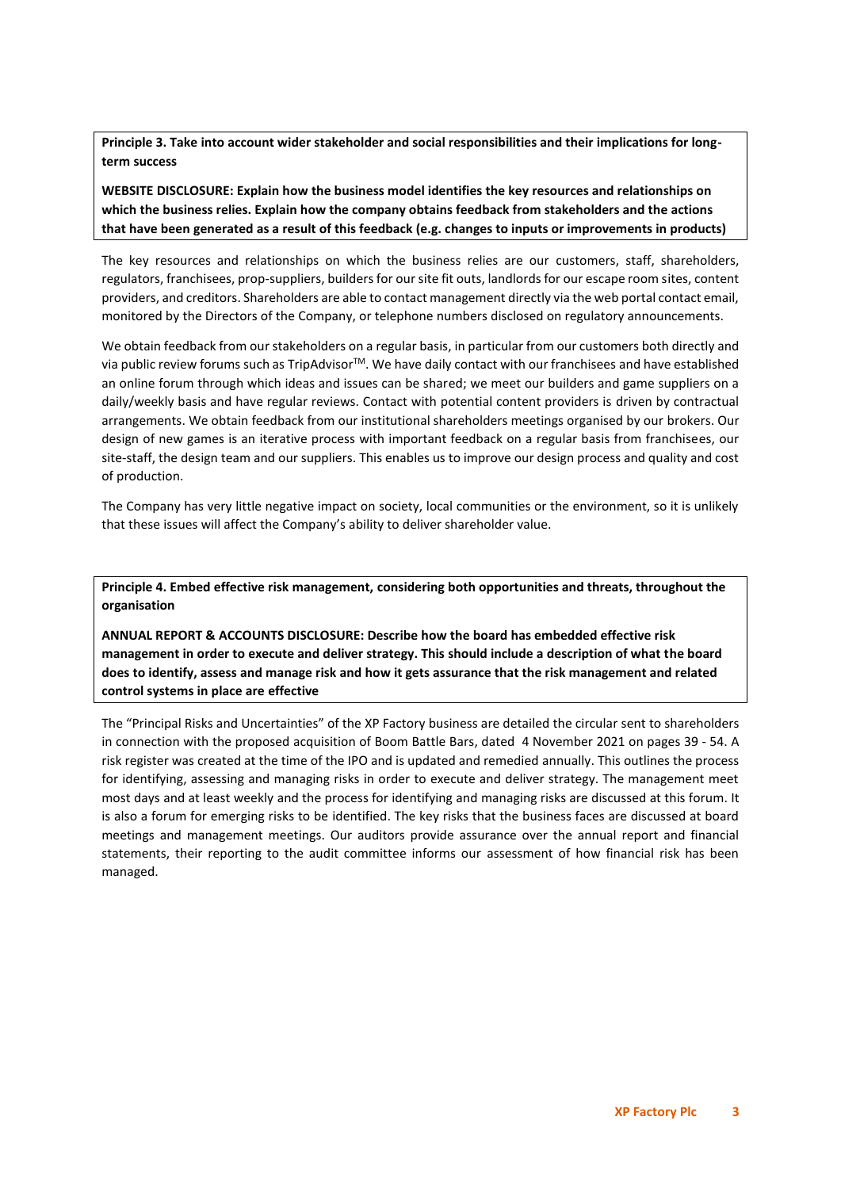**Principle 3. Take into account wider stakeholder and social responsibilities and their implications for long-term success**

**WEBSITE DISCLOSURE: Explain how the business model identifies the key resources and relationships on which the business relies. Explain how the company obtains feedback from stakeholders and the actions that have been generated as a result of this feedback (e.g. changes to inputs or improvements in products)**

The key resources and relationships on which the business relies are our customers, staff, shareholders, regulators, franchisees, prop-suppliers, builders for our site fit outs, landlords for our escape room sites, content providers, and creditors. Shareholders are able to contact management directly via the web portal contact email, monitored by the Directors of the Company, or telephone numbers disclosed on regulatory announcements.

We obtain feedback from our stakeholders on a regular basis, in particular from our customers both directly and via public review forums such as TripAdvisor™. We have daily contact with our franchisees and have established an online forum through which ideas and issues can be shared; we meet our builders and game suppliers on a daily/weekly basis and have regular reviews. Contact with potential content providers is driven by contractual arrangements. We obtain feedback from our institutional shareholders meetings organised by our brokers. Our design of new games is an iterative process with important feedback on a regular basis from franchisees, our site-staff, the design team and our suppliers. This enables us to improve our design process and quality and cost of production.

The Company has very little negative impact on society, local communities or the environment, so it is unlikely that these issues will affect the Company's ability to deliver shareholder value.

**Principle 4. Embed effective risk management, considering both opportunities and threats, throughout the organisation**

**ANNUAL REPORT & ACCOUNTS DISCLOSURE: Describe how the board has embedded effective risk management in order to execute and deliver strategy. This should include a description of what the board does to identify, assess and manage risk and how it gets assurance that the risk management and related control systems in place are effective**

The "Principal Risks and Uncertainties" of the XP Factory business are detailed the circular sent to shareholders in connection with the proposed acquisition of Boom Battle Bars, dated 4 November 2021 on pages 39 - 54. A risk register was created at the time of the IPO and is updated and remedied annually. This outlines the process for identifying, assessing and managing risks in order to execute and deliver strategy. The management meet most days and at least weekly and the process for identifying and managing risks are discussed at this forum. It is also a forum for emerging risks to be identified. The key risks that the business faces are discussed at board meetings and management meetings. Our auditors provide assurance over the annual report and financial statements, their reporting to the audit committee informs our assessment of how financial risk has been managed.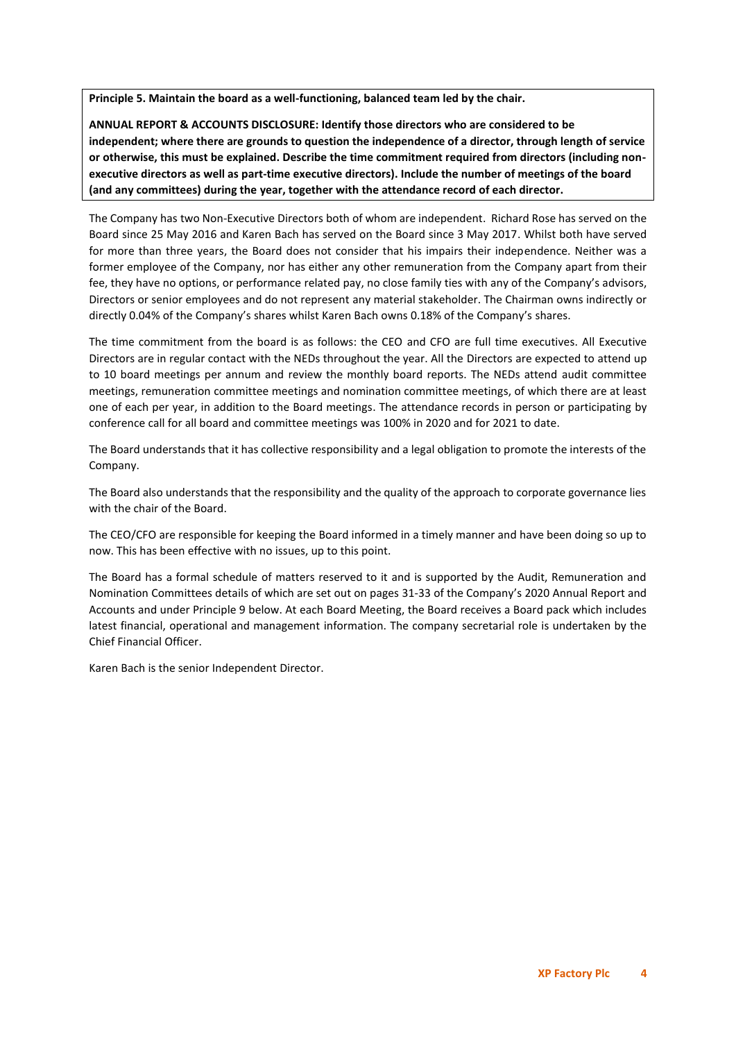**Principle 5. Maintain the board as a well-functioning, balanced team led by the chair.**

**ANNUAL REPORT & ACCOUNTS DISCLOSURE: Identify those directors who are considered to be independent; where there are grounds to question the independence of a director, through length of service or otherwise, this must be explained. Describe the time commitment required from directors (including non-executive directors as well as part-time executive directors). Include the number of meetings of the board (and any committees) during the year, together with the attendance record of each director.**

The Company has two Non-Executive Directors both of whom are independent. Richard Rose has served on the Board since 25 May 2016 and Karen Bach has served on the Board since 3 May 2017. Whilst both have served for more than three years, the Board does not consider that his impairs their independence. Neither was a former employee of the Company, nor has either any other remuneration from the Company apart from their fee, they have no options, or performance related pay, no close family ties with any of the Company's advisors, Directors or senior employees and do not represent any material stakeholder. The Chairman owns indirectly or directly 0.04% of the Company's shares whilst Karen Bach owns 0.18% of the Company's shares.

The time commitment from the board is as follows: the CEO and CFO are full time executives. All Executive Directors are in regular contact with the NEDs throughout the year. All the Directors are expected to attend up to 10 board meetings per annum and review the monthly board reports. The NEDs attend audit committee meetings, remuneration committee meetings and nomination committee meetings, of which there are at least one of each per year, in addition to the Board meetings. The attendance records in person or participating by conference call for all board and committee meetings was 100% in 2020 and for 2021 to date.

The Board understands that it has collective responsibility and a legal obligation to promote the interests of the Company.

The Board also understands that the responsibility and the quality of the approach to corporate governance lies with the chair of the Board.

The CEO/CFO are responsible for keeping the Board informed in a timely manner and have been doing so up to now. This has been effective with no issues, up to this point.

The Board has a formal schedule of matters reserved to it and is supported by the Audit, Remuneration and Nomination Committees details of which are set out on pages 31-33 of the Company's 2020 Annual Report and Accounts and under Principle 9 below. At each Board Meeting, the Board receives a Board pack which includes latest financial, operational and management information. The company secretarial role is undertaken by the Chief Financial Officer.

Karen Bach is the senior Independent Director.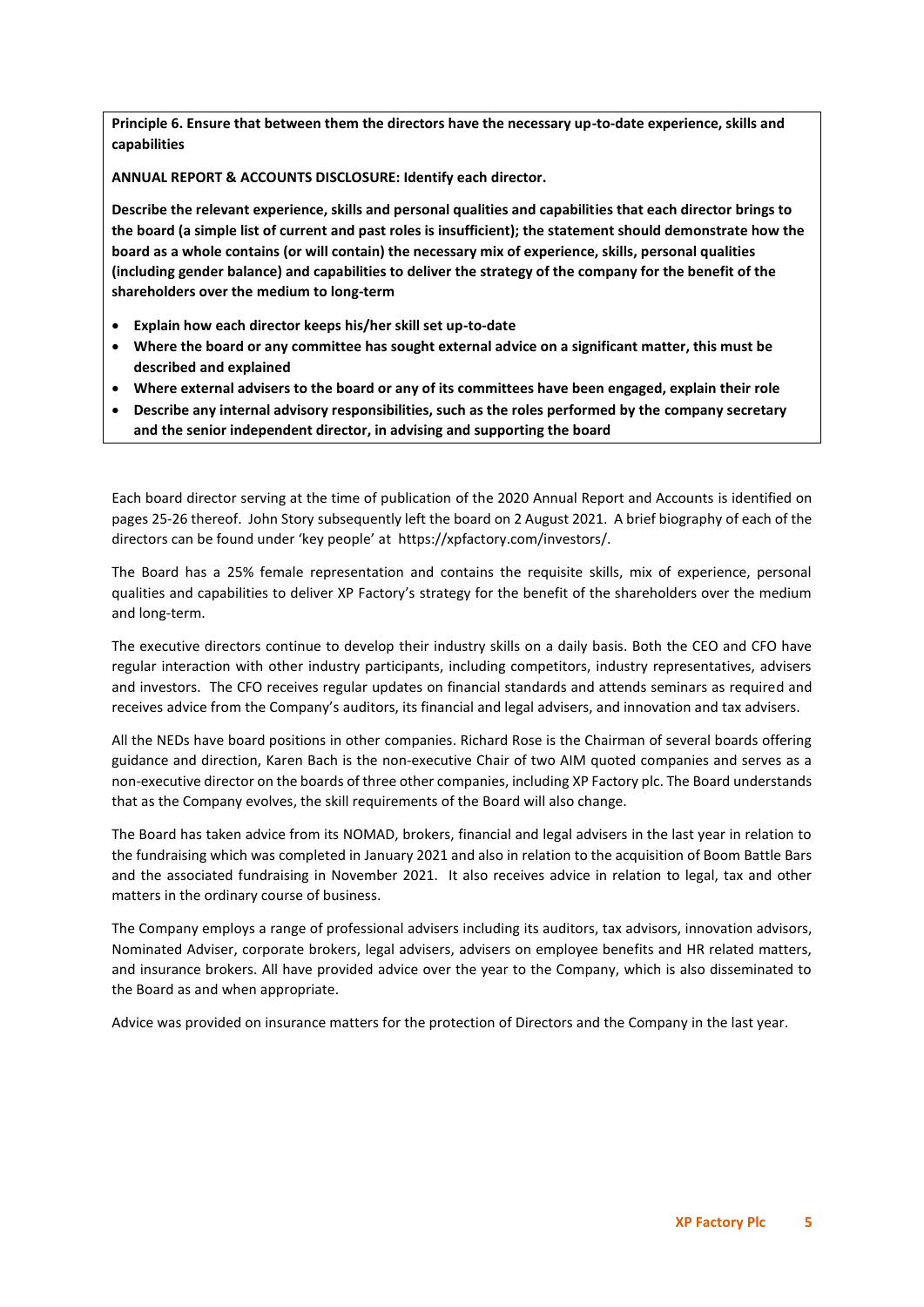**Principle 6. Ensure that between them the directors have the necessary up-to-date experience, skills and capabilities**

**ANNUAL REPORT & ACCOUNTS DISCLOSURE: Identify each director.**

**Describe the relevant experience, skills and personal qualities and capabilities that each director brings to the board (a simple list of current and past roles is insufficient); the statement should demonstrate how the board as a whole contains (or will contain) the necessary mix of experience, skills, personal qualities (including gender balance) and capabilities to deliver the strategy of the company for the benefit of the shareholders over the medium to long-term**

- **Explain how each director keeps his/her skill set up-to-date**
- **Where the board or any committee has sought external advice on a significant matter, this must be described and explained**
- **Where external advisers to the board or any of its committees have been engaged, explain their role**
- **Describe any internal advisory responsibilities, such as the roles performed by the company secretary and the senior independent director, in advising and supporting the board**

Each board director serving at the time of publication of the 2020 Annual Report and Accounts is identified on pages 25-26 thereof. John Story subsequently left the board on 2 August 2021. A brief biography of each of the directors can be found under 'key people' at https://xpfactory.com/investors/.

The Board has a 25% female representation and contains the requisite skills, mix of experience, personal qualities and capabilities to deliver XP Factory's strategy for the benefit of the shareholders over the medium and long-term.

The executive directors continue to develop their industry skills on a daily basis. Both the CEO and CFO have regular interaction with other industry participants, including competitors, industry representatives, advisers and investors. The CFO receives regular updates on financial standards and attends seminars as required and receives advice from the Company's auditors, its financial and legal advisers, and innovation and tax advisers.

All the NEDs have board positions in other companies. Richard Rose is the Chairman of several boards offering guidance and direction, Karen Bach is the non-executive Chair of two AIM quoted companies and serves as a non-executive director on the boards of three other companies, including XP Factory plc. The Board understands that as the Company evolves, the skill requirements of the Board will also change.

The Board has taken advice from its NOMAD, brokers, financial and legal advisers in the last year in relation to the fundraising which was completed in January 2021 and also in relation to the acquisition of Boom Battle Bars and the associated fundraising in November 2021. It also receives advice in relation to legal, tax and other matters in the ordinary course of business.

The Company employs a range of professional advisers including its auditors, tax advisors, innovation advisors, Nominated Adviser, corporate brokers, legal advisers, advisers on employee benefits and HR related matters, and insurance brokers. All have provided advice over the year to the Company, which is also disseminated to the Board as and when appropriate.

Advice was provided on insurance matters for the protection of Directors and the Company in the last year.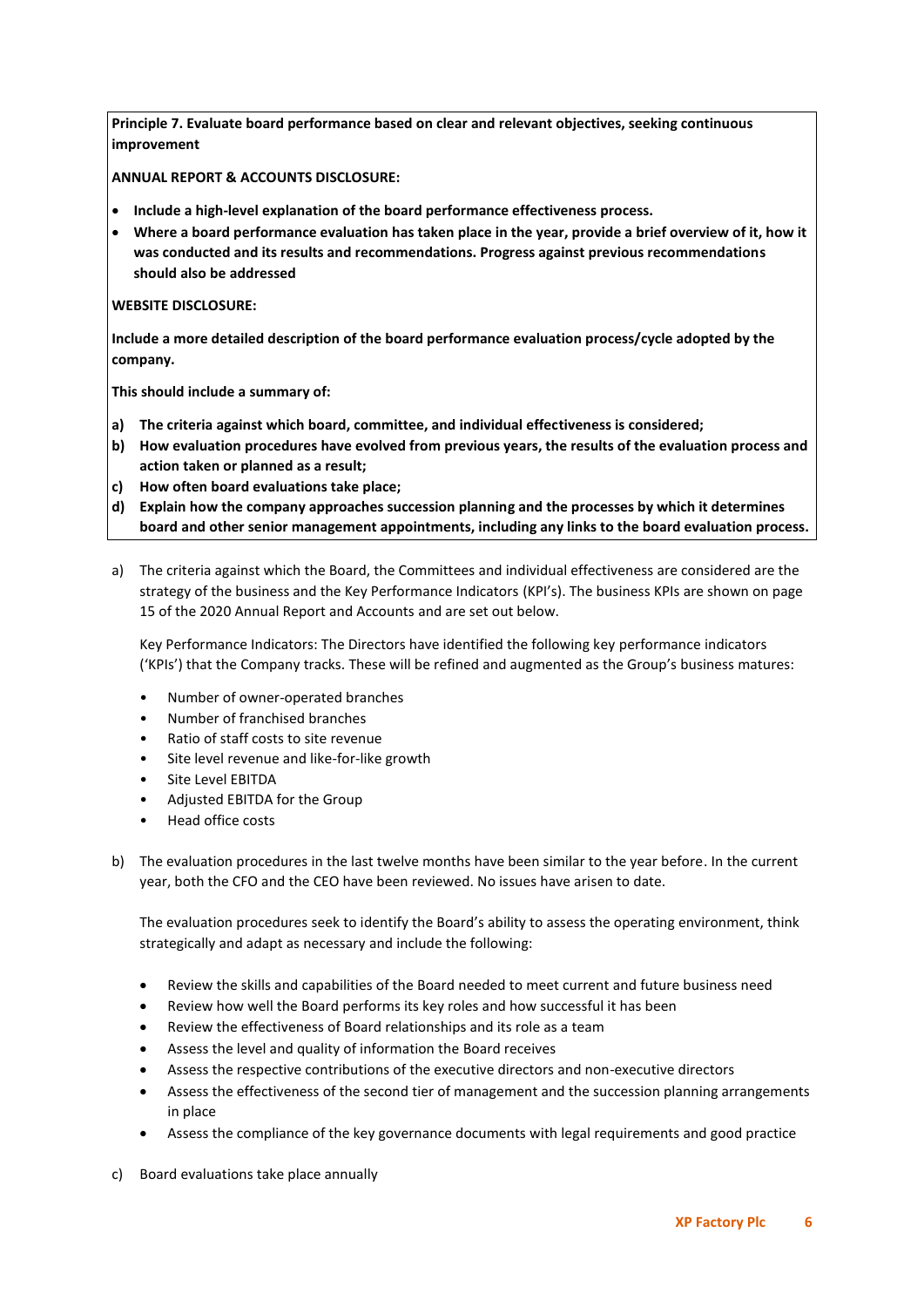**Principle 7. Evaluate board performance based on clear and relevant objectives, seeking continuous improvement**

**ANNUAL REPORT & ACCOUNTS DISCLOSURE:**

- **Include a high-level explanation of the board performance effectiveness process.**
- **Where a board performance evaluation has taken place in the year, provide a brief overview of it, how it was conducted and its results and recommendations. Progress against previous recommendations should also be addressed**

**WEBSITE DISCLOSURE:**

**Include a more detailed description of the board performance evaluation process/cycle adopted by the company.**

**This should include a summary of:**

a) **The criteria against which board, committee, and individual effectiveness is considered;**
b) **How evaluation procedures have evolved from previous years, the results of the evaluation process and action taken or planned as a result;**
c) **How often board evaluations take place;**
d) **Explain how the company approaches succession planning and the processes by which it determines board and other senior management appointments, including any links to the board evaluation process.**

a) The criteria against which the Board, the Committees and individual effectiveness are considered are the strategy of the business and the Key Performance Indicators (KPI's). The business KPIs are shown on page 15 of the 2020 Annual Report and Accounts and are set out below.

   Key Performance Indicators: The Directors have identified the following key performance indicators ('KPIs') that the Company tracks. These will be refined and augmented as the Group's business matures:

   - Number of owner-operated branches
   - Number of franchised branches
   - Ratio of staff costs to site revenue
   - Site level revenue and like-for-like growth
   - Site Level EBITDA
   - Adjusted EBITDA for the Group
   - Head office costs

b) The evaluation procedures in the last twelve months have been similar to the year before. In the current year, both the CFO and the CEO have been reviewed. No issues have arisen to date.

   The evaluation procedures seek to identify the Board's ability to assess the operating environment, think strategically and adapt as necessary and include the following:

   - Review the skills and capabilities of the Board needed to meet current and future business need
   - Review how well the Board performs its key roles and how successful it has been
   - Review the effectiveness of Board relationships and its role as a team
   - Assess the level and quality of information the Board receives
   - Assess the respective contributions of the executive directors and non-executive directors
   - Assess the effectiveness of the second tier of management and the succession planning arrangements in place
   - Assess the compliance of the key governance documents with legal requirements and good practice

c) Board evaluations take place annually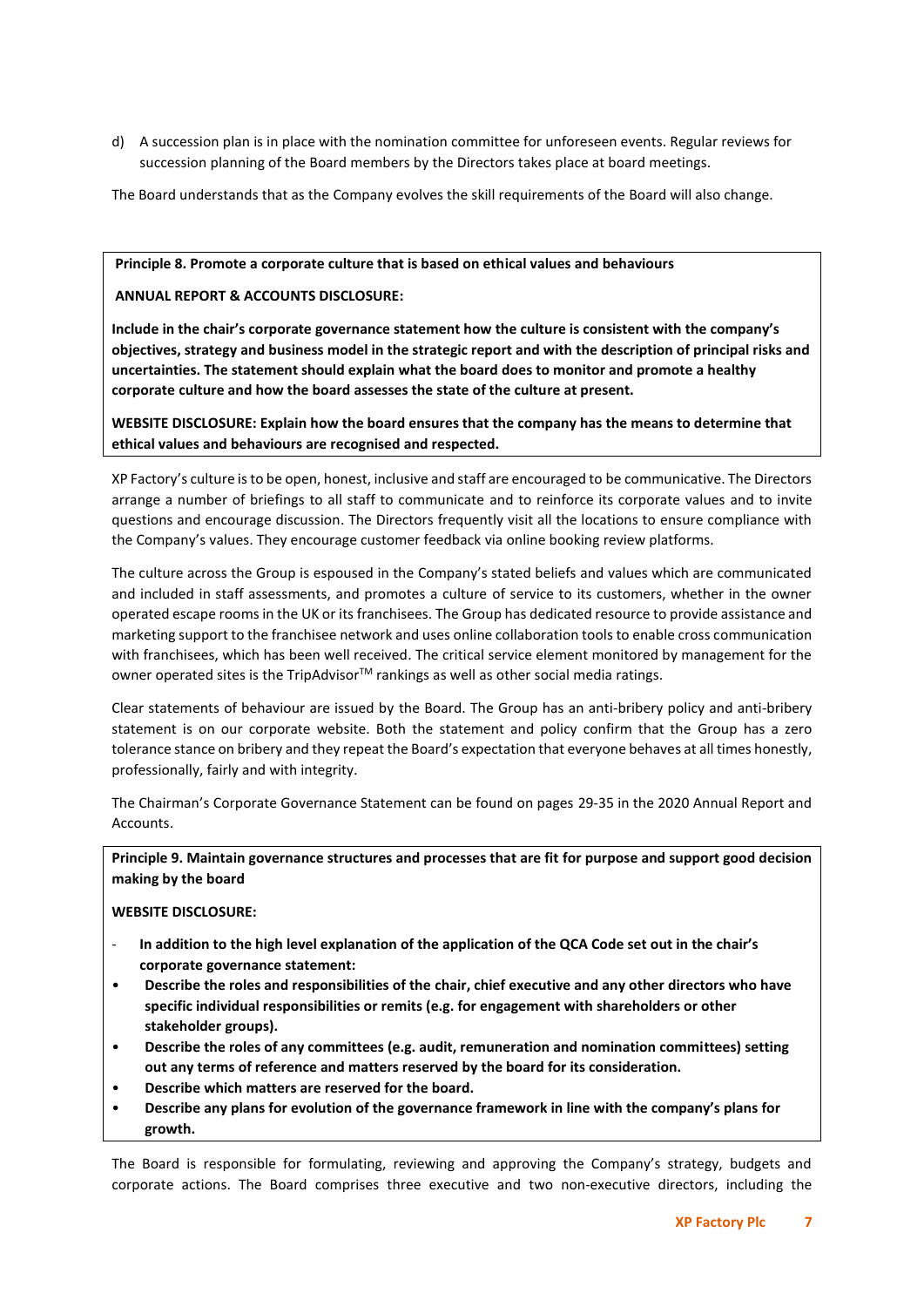d) A succession plan is in place with the nomination committee for unforeseen events. Regular reviews for succession planning of the Board members by the Directors takes place at board meetings.

The Board understands that as the Company evolves the skill requirements of the Board will also change.

**Principle 8. Promote a corporate culture that is based on ethical values and behaviours**

**ANNUAL REPORT & ACCOUNTS DISCLOSURE:**

**Include in the chair's corporate governance statement how the culture is consistent with the company's objectives, strategy and business model in the strategic report and with the description of principal risks and uncertainties. The statement should explain what the board does to monitor and promote a healthy corporate culture and how the board assesses the state of the culture at present.**

**WEBSITE DISCLOSURE: Explain how the board ensures that the company has the means to determine that ethical values and behaviours are recognised and respected.**

XP Factory's culture is to be open, honest, inclusive and staff are encouraged to be communicative. The Directors arrange a number of briefings to all staff to communicate and to reinforce its corporate values and to invite questions and encourage discussion. The Directors frequently visit all the locations to ensure compliance with the Company's values. They encourage customer feedback via online booking review platforms.

The culture across the Group is espoused in the Company's stated beliefs and values which are communicated and included in staff assessments, and promotes a culture of service to its customers, whether in the owner operated escape rooms in the UK or its franchisees. The Group has dedicated resource to provide assistance and marketing support to the franchisee network and uses online collaboration tools to enable cross communication with franchisees, which has been well received. The critical service element monitored by management for the owner operated sites is the TripAdvisor™ rankings as well as other social media ratings.

Clear statements of behaviour are issued by the Board. The Group has an anti-bribery policy and anti-bribery statement is on our corporate website. Both the statement and policy confirm that the Group has a zero tolerance stance on bribery and they repeat the Board's expectation that everyone behaves at all times honestly, professionally, fairly and with integrity.

The Chairman's Corporate Governance Statement can be found on pages 29-35 in the 2020 Annual Report and Accounts.

**Principle 9. Maintain governance structures and processes that are fit for purpose and support good decision making by the board**

**WEBSITE DISCLOSURE:**

- **In addition to the high level explanation of the application of the QCA Code set out in the chair's corporate governance statement:**
- **Describe the roles and responsibilities of the chair, chief executive and any other directors who have specific individual responsibilities or remits (e.g. for engagement with shareholders or other stakeholder groups).**
- **Describe the roles of any committees (e.g. audit, remuneration and nomination committees) setting out any terms of reference and matters reserved by the board for its consideration.**
- **Describe which matters are reserved for the board.**
- **Describe any plans for evolution of the governance framework in line with the company's plans for growth.**

The Board is responsible for formulating, reviewing and approving the Company's strategy, budgets and corporate actions. The Board comprises three executive and two non-executive directors, including the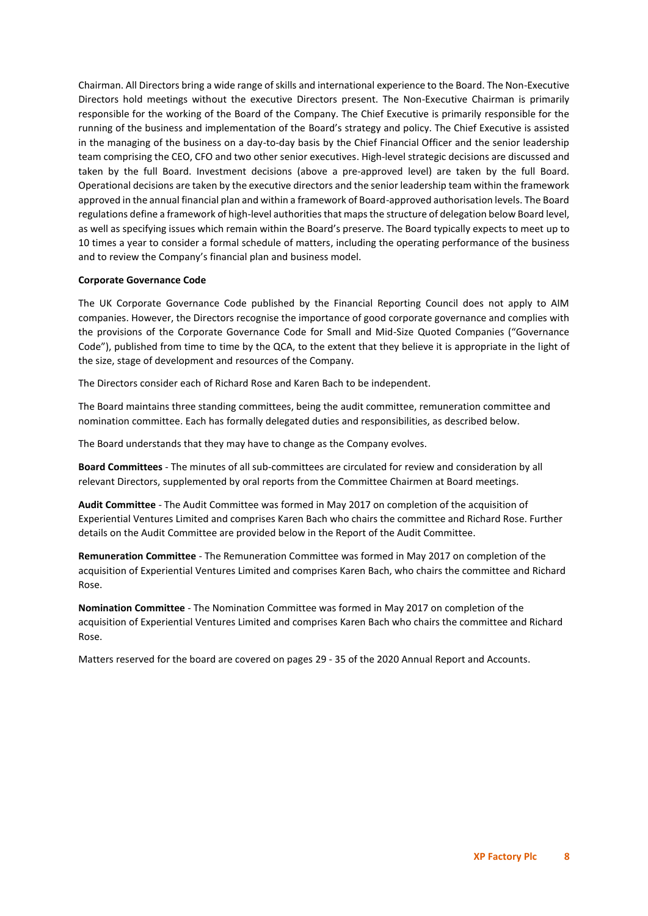Chairman. All Directors bring a wide range of skills and international experience to the Board. The Non-Executive Directors hold meetings without the executive Directors present. The Non-Executive Chairman is primarily responsible for the working of the Board of the Company. The Chief Executive is primarily responsible for the running of the business and implementation of the Board's strategy and policy. The Chief Executive is assisted in the managing of the business on a day-to-day basis by the Chief Financial Officer and the senior leadership team comprising the CEO, CFO and two other senior executives. High-level strategic decisions are discussed and taken by the full Board. Investment decisions (above a pre-approved level) are taken by the full Board. Operational decisions are taken by the executive directors and the senior leadership team within the framework approved in the annual financial plan and within a framework of Board-approved authorisation levels. The Board regulations define a framework of high-level authorities that maps the structure of delegation below Board level, as well as specifying issues which remain within the Board's preserve. The Board typically expects to meet up to 10 times a year to consider a formal schedule of matters, including the operating performance of the business and to review the Company's financial plan and business model.

**Corporate Governance Code**

The UK Corporate Governance Code published by the Financial Reporting Council does not apply to AIM companies. However, the Directors recognise the importance of good corporate governance and complies with the provisions of the Corporate Governance Code for Small and Mid-Size Quoted Companies ("Governance Code"), published from time to time by the QCA, to the extent that they believe it is appropriate in the light of the size, stage of development and resources of the Company.

The Directors consider each of Richard Rose and Karen Bach to be independent.

The Board maintains three standing committees, being the audit committee, remuneration committee and nomination committee. Each has formally delegated duties and responsibilities, as described below.

The Board understands that they may have to change as the Company evolves.

**Board Committees** - The minutes of all sub-committees are circulated for review and consideration by all relevant Directors, supplemented by oral reports from the Committee Chairmen at Board meetings.

**Audit Committee** - The Audit Committee was formed in May 2017 on completion of the acquisition of Experiential Ventures Limited and comprises Karen Bach who chairs the committee and Richard Rose. Further details on the Audit Committee are provided below in the Report of the Audit Committee.

**Remuneration Committee** - The Remuneration Committee was formed in May 2017 on completion of the acquisition of Experiential Ventures Limited and comprises Karen Bach, who chairs the committee and Richard Rose.

**Nomination Committee** - The Nomination Committee was formed in May 2017 on completion of the acquisition of Experiential Ventures Limited and comprises Karen Bach who chairs the committee and Richard Rose.

Matters reserved for the board are covered on pages 29 - 35 of the 2020 Annual Report and Accounts.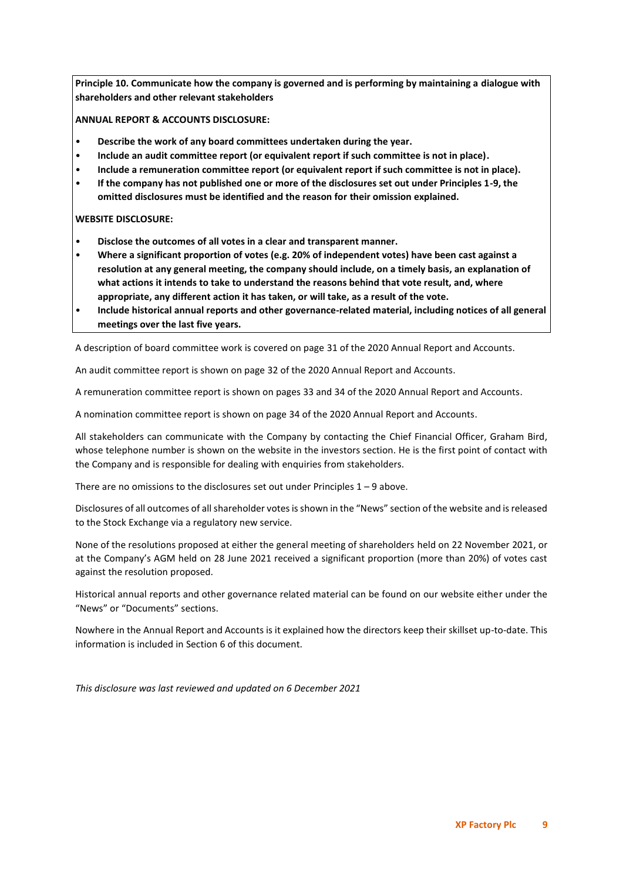**Principle 10. Communicate how the company is governed and is performing by maintaining a dialogue with shareholders and other relevant stakeholders**

**ANNUAL REPORT & ACCOUNTS DISCLOSURE:**

- **Describe the work of any board committees undertaken during the year.**
- **Include an audit committee report (or equivalent report if such committee is not in place).**
- **Include a remuneration committee report (or equivalent report if such committee is not in place).**
- **If the company has not published one or more of the disclosures set out under Principles 1-9, the omitted disclosures must be identified and the reason for their omission explained.**

**WEBSITE DISCLOSURE:**

- **Disclose the outcomes of all votes in a clear and transparent manner.**
- **Where a significant proportion of votes (e.g. 20% of independent votes) have been cast against a resolution at any general meeting, the company should include, on a timely basis, an explanation of what actions it intends to take to understand the reasons behind that vote result, and, where appropriate, any different action it has taken, or will take, as a result of the vote.**
- **Include historical annual reports and other governance-related material, including notices of all general meetings over the last five years.**

A description of board committee work is covered on page 31 of the 2020 Annual Report and Accounts.

An audit committee report is shown on page 32 of the 2020 Annual Report and Accounts.

A remuneration committee report is shown on pages 33 and 34 of the 2020 Annual Report and Accounts.

A nomination committee report is shown on page 34 of the 2020 Annual Report and Accounts.

All stakeholders can communicate with the Company by contacting the Chief Financial Officer, Graham Bird, whose telephone number is shown on the website in the investors section. He is the first point of contact with the Company and is responsible for dealing with enquiries from stakeholders.

There are no omissions to the disclosures set out under Principles 1 – 9 above.

Disclosures of all outcomes of all shareholder votes is shown in the "News" section of the website and is released to the Stock Exchange via a regulatory new service.

None of the resolutions proposed at either the general meeting of shareholders held on 22 November 2021, or at the Company's AGM held on 28 June 2021 received a significant proportion (more than 20%) of votes cast against the resolution proposed.

Historical annual reports and other governance related material can be found on our website either under the "News" or "Documents" sections.

Nowhere in the Annual Report and Accounts is it explained how the directors keep their skillset up-to-date. This information is included in Section 6 of this document.

*This disclosure was last reviewed and updated on 6 December 2021*